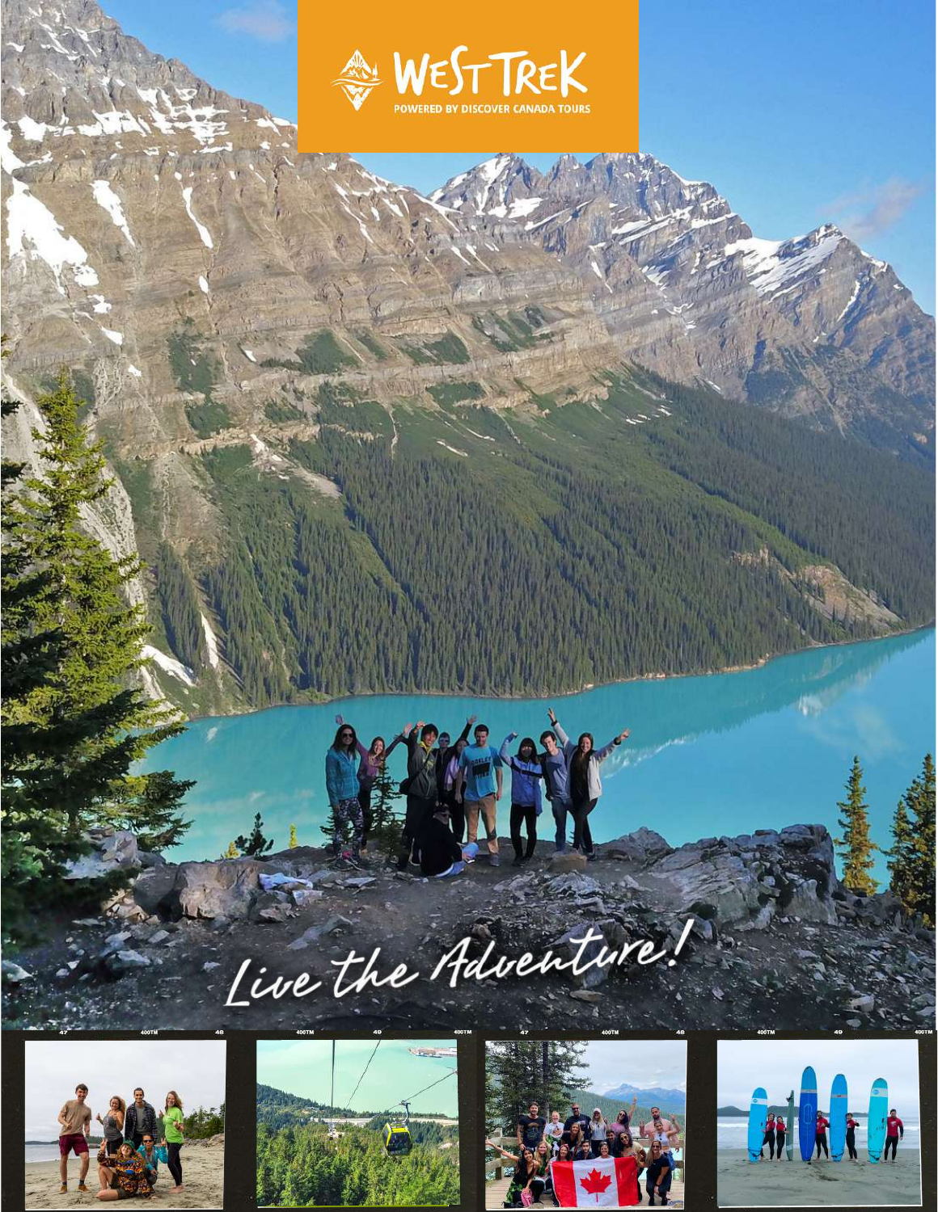WEST TREK

POWERED BY DISCOVER CANADA TOURS

*Live the Adventure!*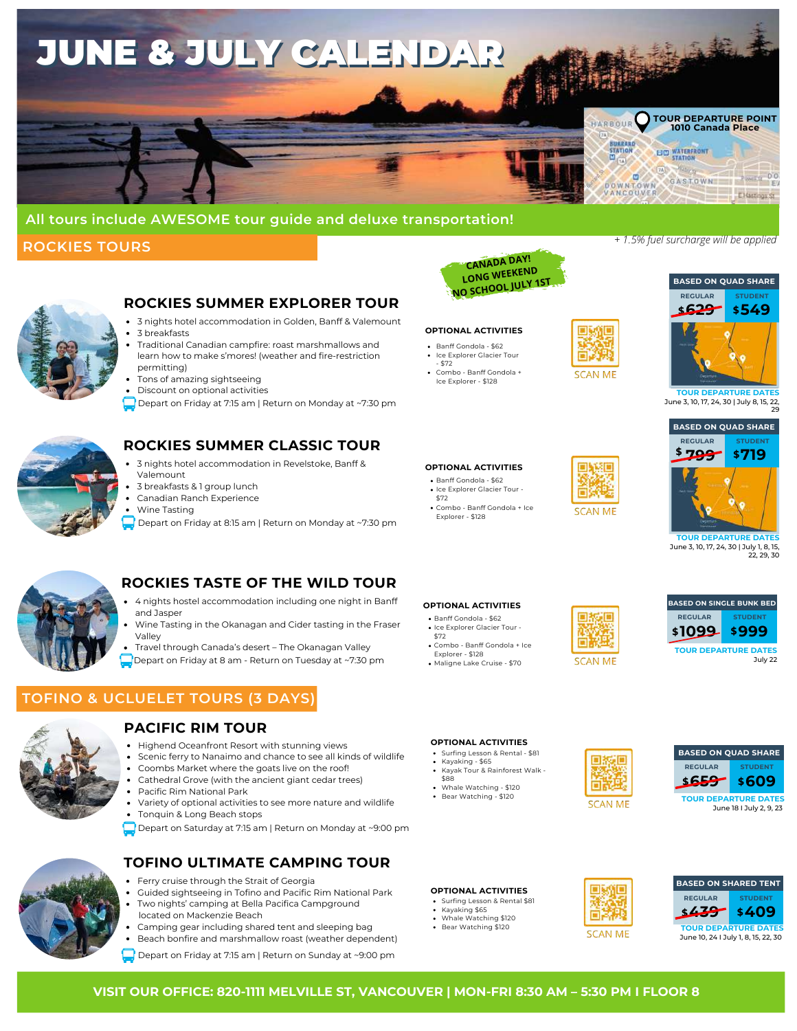# JUNE & JULY CALENDAR

TOUR DEPARTURE POINT
1010 Canada Place

All tours include AWESOME tour guide and deluxe transportation!

## ROCKIES TOURS

*+ 1.5% fuel surcharge will be applied*

CANADA DAY! LONG WEEKEND NO SCHOOL JULY 1ST

### ROCKIES SUMMER EXPLORER TOUR

- 3 nights hotel accommodation in Golden, Banff & Valemount
- 3 breakfasts
- Traditional Canadian campfire: roast marshmallows and learn how to make s'mores! (weather and fire-restriction permitting)
- Tons of amazing sightseeing
- Discount on optional activities

Depart on Friday at 7:15 am | Return on Monday at ~7:30 pm

**OPTIONAL ACTIVITIES**

- Banff Gondola - $62
- Ice Explorer Glacier Tour - $72
- Combo - Banff Gondola + Ice Explorer - $128

SCAN ME

| BASED ON QUAD SHARE | |
|---|---|
| REGULAR | STUDENT |
| ~~$629~~ | $549 |

TOUR DEPARTURE DATES
June 3, 10, 17, 24, 30 | July 8, 15, 22, 29

### ROCKIES SUMMER CLASSIC TOUR

- 3 nights hotel accommodation in Revelstoke, Banff & Valemount
- 3 breakfasts & 1 group lunch
- Canadian Ranch Experience
- Wine Tasting

Depart on Friday at 8:15 am | Return on Monday at ~7:30 pm

**OPTIONAL ACTIVITIES**

- Banff Gondola - $62
- Ice Explorer Glacier Tour - $72
- Combo - Banff Gondola + Ice Explorer - $128

SCAN ME

| BASED ON QUAD SHARE | |
|---|---|
| REGULAR | STUDENT |
| ~~$799~~ | $719 |

TOUR DEPARTURE DATES
June 3, 10, 17, 24, 30 | July 1, 8, 15, 22, 29, 30

### ROCKIES TASTE OF THE WILD TOUR

- 4 nights hostel accommodation including one night in Banff and Jasper
- Wine Tasting in the Okanagan and Cider tasting in the Fraser Valley
- Travel through Canada's desert – The Okanagan Valley

Depart on Friday at 8 am - Return on Tuesday at ~7:30 pm

**OPTIONAL ACTIVITIES**

- Banff Gondola - $62
- Ice Explorer Glacier Tour - $72
- Combo - Banff Gondola + Ice Explorer - $128
- Maligne Lake Cruise - $70

SCAN ME

| BASED ON SINGLE BUNK BED | |
|---|---|
| REGULAR | STUDENT |
| ~~$1099~~ | $999 |

TOUR DEPARTURE DATES
July 22

## TOFINO & UCLUELET TOURS (3 DAYS)

### PACIFIC RIM TOUR

- Highend Oceanfront Resort with stunning views
- Scenic ferry to Nanaimo and chance to see all kinds of wildlife
- Coombs Market where the goats live on the roof!
- Cathedral Grove (with the ancient giant cedar trees)
- Pacific Rim National Park
- Variety of optional activities to see more nature and wildlife
- Tonquin & Long Beach stops

Depart on Saturday at 7:15 am | Return on Monday at ~9:00 pm

**OPTIONAL ACTIVITIES**

- Surfing Lesson & Rental - $81
- Kayaking - $65
- Kayak Tour & Rainforest Walk - $88
- Whale Watching - $120
- Bear Watching - $120

SCAN ME

| BASED ON QUAD SHARE | |
|---|---|
| REGULAR | STUDENT |
| ~~$659~~ | $609 |

TOUR DEPARTURE DATES
June 18 I July 2, 9, 23

### TOFINO ULTIMATE CAMPING TOUR

- Ferry cruise through the Strait of Georgia
- Guided sightseeing in Tofino and Pacific Rim National Park
- Two nights' camping at Bella Pacifica Campground located on Mackenzie Beach
- Camping gear including shared tent and sleeping bag
- Beach bonfire and marshmallow roast (weather dependent)

Depart on Friday at 7:15 am | Return on Sunday at ~9:00 pm

**OPTIONAL ACTIVITIES**

- Surfing Lesson & Rental $81
- Kayaking $65
- Whale Watching $120
- Bear Watching $120

SCAN ME

| BASED ON SHARED TENT | |
|---|---|
| REGULAR | STUDENT |
| ~~$439~~ | $409 |

TOUR DEPARTURE DATES
June 10, 24 I July 1, 8, 15, 22, 30

**VISIT OUR OFFICE: 820-1111 MELVILLE ST, VANCOUVER | MON-FRI 8:30 AM – 5:30 PM I FLOOR 8**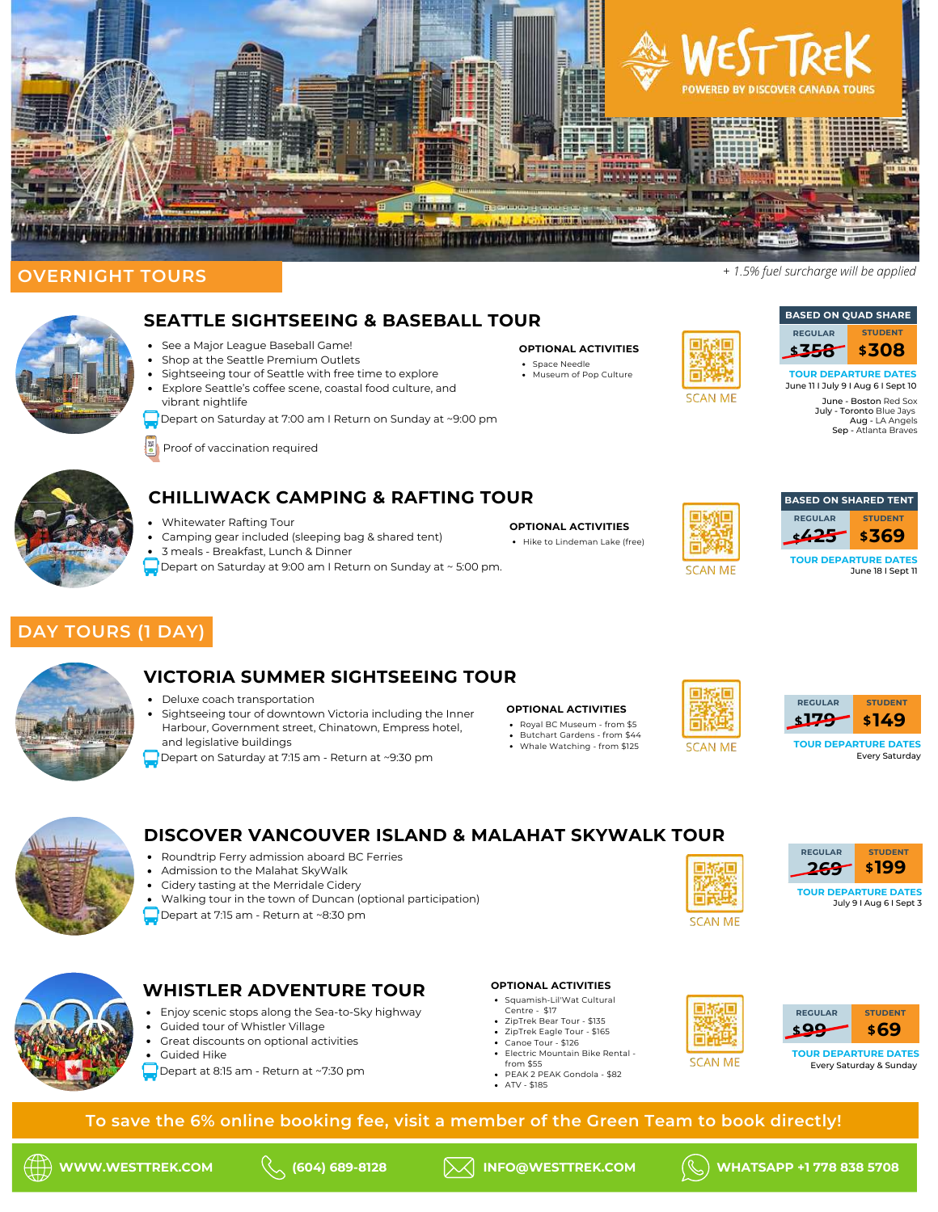**WESTTREK**
POWERED BY DISCOVER CANADA TOURS

## OVERNIGHT TOURS

*+ 1.5% fuel surcharge will be applied*

### SEATTLE SIGHTSEEING & BASEBALL TOUR

- See a Major League Baseball Game!
- Shop at the Seattle Premium Outlets
- Sightseeing tour of Seattle with free time to explore
- Explore Seattle's coffee scene, coastal food culture, and vibrant nightlife

Depart on Saturday at 7:00 am I Return on Sunday at ~9:00 pm

Proof of vaccination required

**OPTIONAL ACTIVITIES**

- Space Needle
- Museum of Pop Culture

SCAN ME

**BASED ON QUAD SHARE**

| REGULAR | STUDENT |
|---|---|
| ~~$358~~ | $308 |

**TOUR DEPARTURE DATES**
June 11 I July 9 I Aug 6 I Sept 10

June - Boston Red Sox
July - Toronto Blue Jays
Aug - LA Angels
Sep - Atlanta Braves

### CHILLIWACK CAMPING & RAFTING TOUR

- Whitewater Rafting Tour
- Camping gear included (sleeping bag & shared tent)
- 3 meals - Breakfast, Lunch & Dinner

Depart on Saturday at 9:00 am I Return on Sunday at ~ 5:00 pm.

**OPTIONAL ACTIVITIES**

- Hike to Lindeman Lake (free)

SCAN ME

**BASED ON SHARED TENT**

| REGULAR | STUDENT |
|---|---|
| ~~$425~~ | $369 |

**TOUR DEPARTURE DATES**
June 18 I Sept 11

## DAY TOURS (1 DAY)

### VICTORIA SUMMER SIGHTSEEING TOUR

- Deluxe coach transportation
- Sightseeing tour of downtown Victoria including the Inner Harbour, Government street, Chinatown, Empress hotel, and legislative buildings

Depart on Saturday at 7:15 am - Return at ~9:30 pm

**OPTIONAL ACTIVITIES**

- Royal BC Museum - from $5
- Butchart Gardens - from $44
- Whale Watching - from $125

SCAN ME

| REGULAR | STUDENT |
|---|---|
| ~~$179~~ | $149 |

**TOUR DEPARTURE DATES**
Every Saturday

### DISCOVER VANCOUVER ISLAND & MALAHAT SKYWALK TOUR

- Roundtrip Ferry admission aboard BC Ferries
- Admission to the Malahat SkyWalk
- Cidery tasting at the Merridale Cidery
- Walking tour in the town of Duncan (optional participation)

Depart at 7:15 am - Return at ~8:30 pm

SCAN ME

| REGULAR | STUDENT |
|---|---|
| ~~269~~ | $199 |

**TOUR DEPARTURE DATES**
July 9 I Aug 6 I Sept 3

### WHISTLER ADVENTURE TOUR

- Enjoy scenic stops along the Sea-to-Sky highway
- Guided tour of Whistler Village
- Great discounts on optional activities
- Guided Hike

Depart at 8:15 am - Return at ~7:30 pm

**OPTIONAL ACTIVITIES**

- Squamish-Lil'Wat Cultural Centre - $17
- ZipTrek Bear Tour - $135
- ZipTrek Eagle Tour - $165
- Canoe Tour - $126
- Electric Mountain Bike Rental - from $55
- PEAK 2 PEAK Gondola - $82
- ATV - $185

SCAN ME

| REGULAR | STUDENT |
|---|---|
| ~~$99~~ | $69 |

**TOUR DEPARTURE DATES**
Every Saturday & Sunday

**To save the 6% online booking fee, visit a member of the Green Team to book directly!**

WWW.WESTTREK.COM | (604) 689-8128 | INFO@WESTTREK.COM | WHATSAPP +1 778 838 5708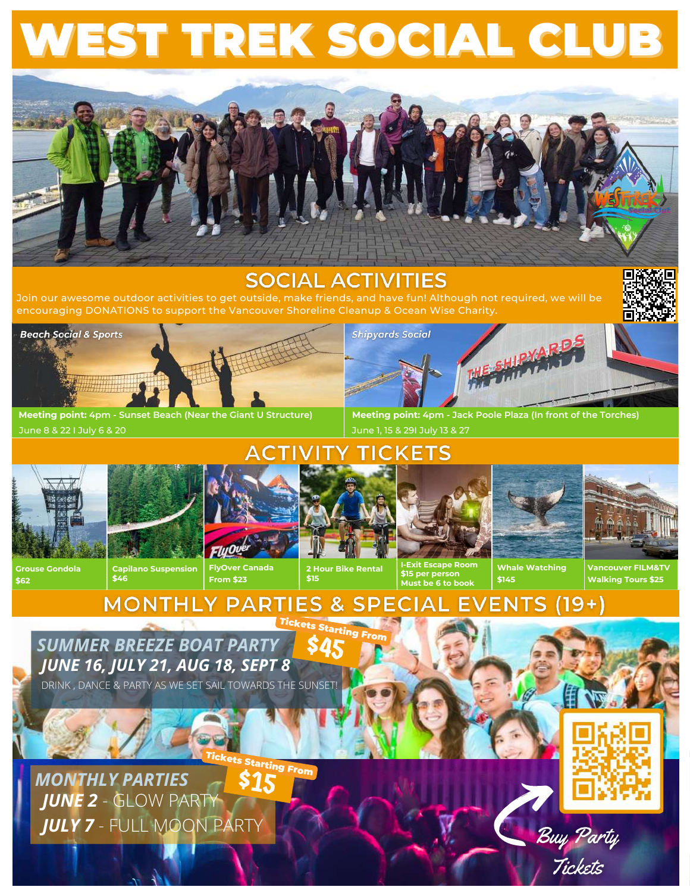# WEST TREK SOCIAL CLUB

## SOCIAL ACTIVITIES

Join our awesome outdoor activities to get outside, make friends, and have fun! Although not required, we will be encouraging DONATIONS to support the Vancouver Shoreline Cleanup & Ocean Wise Charity.

### *Beach Social & Sports*

**Meeting point:** 4pm - Sunset Beach (Near the Giant U Structure)

June 8 & 22 I July 6 & 20

### *Shipyards Social*

**Meeting point:** 4pm - Jack Poole Plaza (In front of the Torches)

June 1, 15 & 29I July 13 & 27

## ACTIVITY TICKETS

- **Grouse Gondola** **$62**
- **Capilano Suspension** **$46**
- **FlyOver Canada** **From $23**
- **2 Hour Bike Rental** **$15**
- **I-Exit Escape Room** **$15 per person** **Must be 6 to book**
- **Whale Watching** **$145**
- **Vancouver FILM&TV Walking Tours $25**

## MONTHLY PARTIES & SPECIAL EVENTS (19+)

### *SUMMER BREEZE BOAT PARTY*

***JUNE 16, JULY 21, AUG 18, SEPT 8***

DRINK , DANCE & PARTY AS WE SET SAIL TOWARDS THE SUNSET!

**Tickets Starting From $45**

### *MONTHLY PARTIES*

***JUNE 2*** - GLOW PARTY

***JULY 7*** - FULL MOON PARTY

**Tickets Starting From $15**

*Buy Party Tickets*